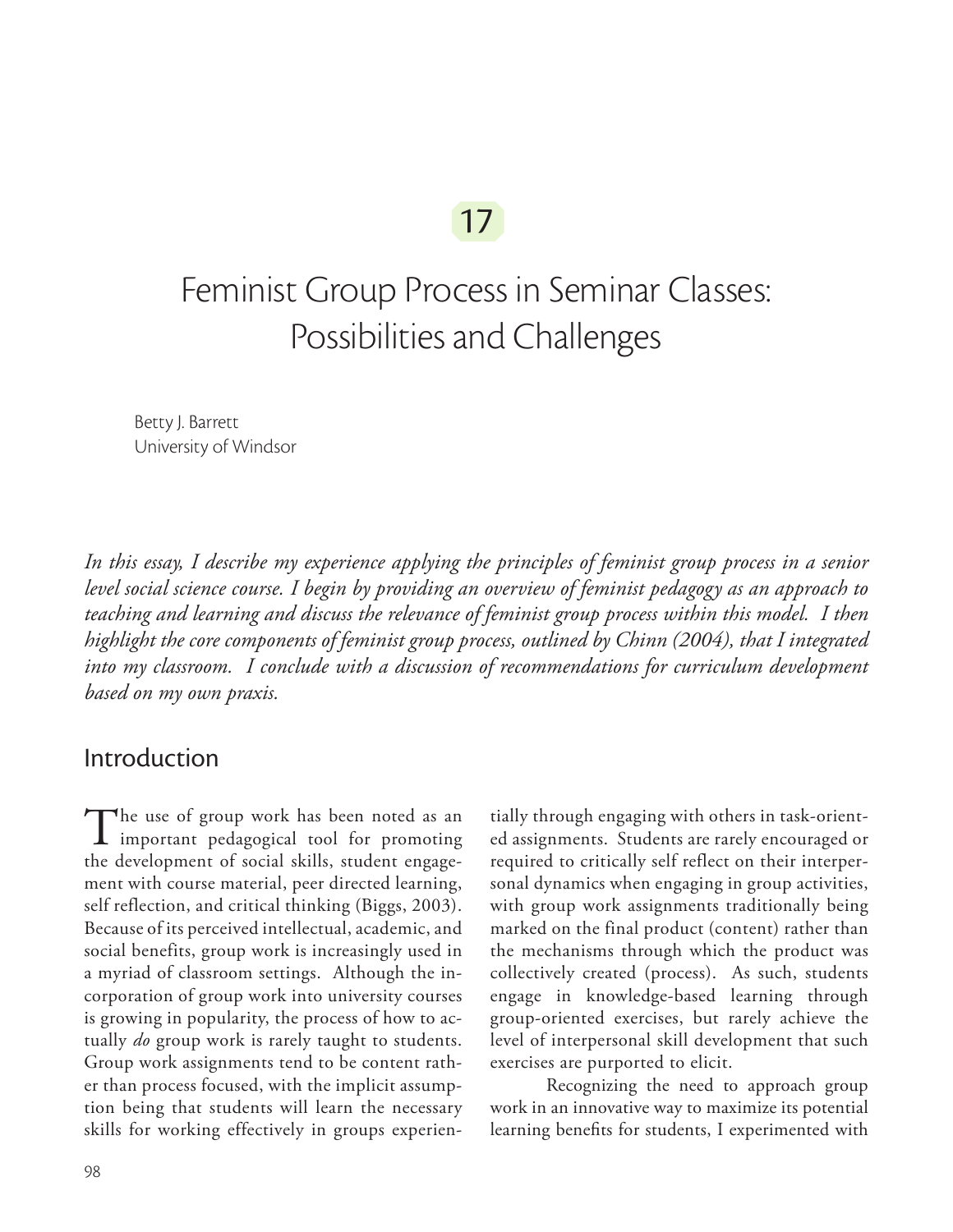17

# Feminist Group Process in Seminar Classes: Possibilities and Challenges

Betty J. Barrett
University of Windsor

*In this essay, I describe my experience applying the principles of feminist group process in a senior level social science course. I begin by providing an overview of feminist pedagogy as an approach to teaching and learning and discuss the relevance of feminist group process within this model. I then highlight the core components of feminist group process, outlined by Chinn (2004), that I integrated into my classroom. I conclude with a discussion of recommendations for curriculum development based on my own praxis.*

## Introduction

The use of group work has been noted as an important pedagogical tool for promoting the development of social skills, student engagement with course material, peer directed learning, self reflection, and critical thinking (Biggs, 2003). Because of its perceived intellectual, academic, and social benefits, group work is increasingly used in a myriad of classroom settings. Although the incorporation of group work into university courses is growing in popularity, the process of how to actually *do* group work is rarely taught to students. Group work assignments tend to be content rather than process focused, with the implicit assumption being that students will learn the necessary skills for working effectively in groups experientially through engaging with others in task-oriented assignments. Students are rarely encouraged or required to critically self reflect on their interpersonal dynamics when engaging in group activities, with group work assignments traditionally being marked on the final product (content) rather than the mechanisms through which the product was collectively created (process). As such, students engage in knowledge-based learning through group-oriented exercises, but rarely achieve the level of interpersonal skill development that such exercises are purported to elicit.

Recognizing the need to approach group work in an innovative way to maximize its potential learning benefits for students, I experimented with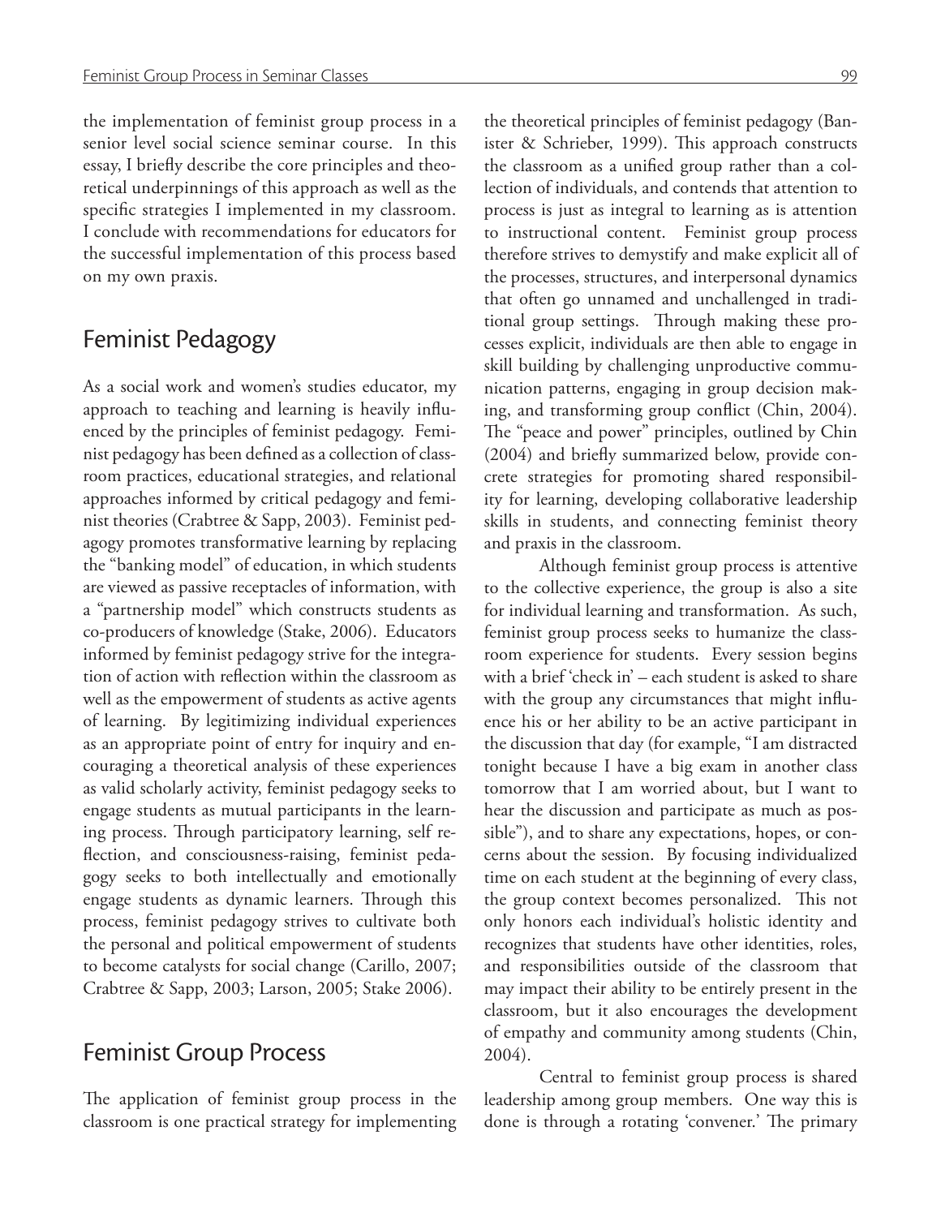the implementation of feminist group process in a senior level social science seminar course. In this essay, I briefly describe the core principles and theoretical underpinnings of this approach as well as the specific strategies I implemented in my classroom. I conclude with recommendations for educators for the successful implementation of this process based on my own praxis.

## Feminist Pedagogy

As a social work and women's studies educator, my approach to teaching and learning is heavily influenced by the principles of feminist pedagogy. Feminist pedagogy has been defined as a collection of classroom practices, educational strategies, and relational approaches informed by critical pedagogy and feminist theories (Crabtree & Sapp, 2003). Feminist pedagogy promotes transformative learning by replacing the "banking model" of education, in which students are viewed as passive receptacles of information, with a "partnership model" which constructs students as co-producers of knowledge (Stake, 2006). Educators informed by feminist pedagogy strive for the integration of action with reflection within the classroom as well as the empowerment of students as active agents of learning. By legitimizing individual experiences as an appropriate point of entry for inquiry and encouraging a theoretical analysis of these experiences as valid scholarly activity, feminist pedagogy seeks to engage students as mutual participants in the learning process. Through participatory learning, self reflection, and consciousness-raising, feminist pedagogy seeks to both intellectually and emotionally engage students as dynamic learners. Through this process, feminist pedagogy strives to cultivate both the personal and political empowerment of students to become catalysts for social change (Carillo, 2007; Crabtree & Sapp, 2003; Larson, 2005; Stake 2006).

## Feminist Group Process

The application of feminist group process in the classroom is one practical strategy for implementing the theoretical principles of feminist pedagogy (Banister & Schrieber, 1999). This approach constructs the classroom as a unified group rather than a collection of individuals, and contends that attention to process is just as integral to learning as is attention to instructional content. Feminist group process therefore strives to demystify and make explicit all of the processes, structures, and interpersonal dynamics that often go unnamed and unchallenged in traditional group settings. Through making these processes explicit, individuals are then able to engage in skill building by challenging unproductive communication patterns, engaging in group decision making, and transforming group conflict (Chin, 2004). The "peace and power" principles, outlined by Chin (2004) and briefly summarized below, provide concrete strategies for promoting shared responsibility for learning, developing collaborative leadership skills in students, and connecting feminist theory and praxis in the classroom.

Although feminist group process is attentive to the collective experience, the group is also a site for individual learning and transformation. As such, feminist group process seeks to humanize the classroom experience for students. Every session begins with a brief 'check in' – each student is asked to share with the group any circumstances that might influence his or her ability to be an active participant in the discussion that day (for example, "I am distracted tonight because I have a big exam in another class tomorrow that I am worried about, but I want to hear the discussion and participate as much as possible"), and to share any expectations, hopes, or concerns about the session. By focusing individualized time on each student at the beginning of every class, the group context becomes personalized. This not only honors each individual's holistic identity and recognizes that students have other identities, roles, and responsibilities outside of the classroom that may impact their ability to be entirely present in the classroom, but it also encourages the development of empathy and community among students (Chin, 2004).

Central to feminist group process is shared leadership among group members. One way this is done is through a rotating 'convener.' The primary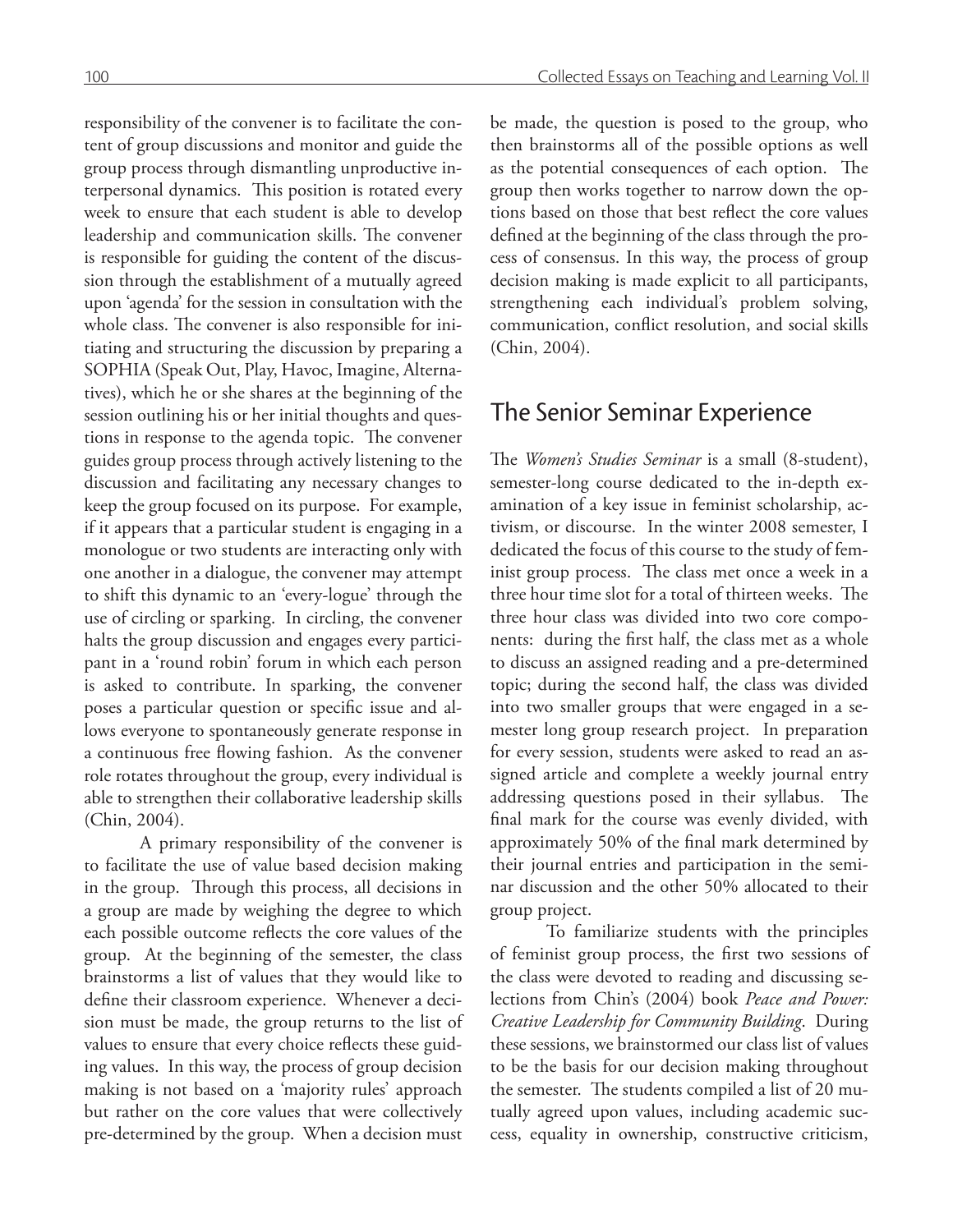responsibility of the convener is to facilitate the content of group discussions and monitor and guide the group process through dismantling unproductive interpersonal dynamics. This position is rotated every week to ensure that each student is able to develop leadership and communication skills. The convener is responsible for guiding the content of the discussion through the establishment of a mutually agreed upon 'agenda' for the session in consultation with the whole class. The convener is also responsible for initiating and structuring the discussion by preparing a SOPHIA (Speak Out, Play, Havoc, Imagine, Alternatives), which he or she shares at the beginning of the session outlining his or her initial thoughts and questions in response to the agenda topic. The convener guides group process through actively listening to the discussion and facilitating any necessary changes to keep the group focused on its purpose. For example, if it appears that a particular student is engaging in a monologue or two students are interacting only with one another in a dialogue, the convener may attempt to shift this dynamic to an 'every-logue' through the use of circling or sparking. In circling, the convener halts the group discussion and engages every participant in a 'round robin' forum in which each person is asked to contribute. In sparking, the convener poses a particular question or specific issue and allows everyone to spontaneously generate response in a continuous free flowing fashion. As the convener role rotates throughout the group, every individual is able to strengthen their collaborative leadership skills (Chin, 2004).

A primary responsibility of the convener is to facilitate the use of value based decision making in the group. Through this process, all decisions in a group are made by weighing the degree to which each possible outcome reflects the core values of the group. At the beginning of the semester, the class brainstorms a list of values that they would like to define their classroom experience. Whenever a decision must be made, the group returns to the list of values to ensure that every choice reflects these guiding values. In this way, the process of group decision making is not based on a 'majority rules' approach but rather on the core values that were collectively pre-determined by the group. When a decision must be made, the question is posed to the group, who then brainstorms all of the possible options as well as the potential consequences of each option. The group then works together to narrow down the options based on those that best reflect the core values defined at the beginning of the class through the process of consensus. In this way, the process of group decision making is made explicit to all participants, strengthening each individual's problem solving, communication, conflict resolution, and social skills (Chin, 2004).

## The Senior Seminar Experience

The *Women's Studies Seminar* is a small (8-student), semester-long course dedicated to the in-depth examination of a key issue in feminist scholarship, activism, or discourse. In the winter 2008 semester, I dedicated the focus of this course to the study of feminist group process. The class met once a week in a three hour time slot for a total of thirteen weeks. The three hour class was divided into two core components: during the first half, the class met as a whole to discuss an assigned reading and a pre-determined topic; during the second half, the class was divided into two smaller groups that were engaged in a semester long group research project. In preparation for every session, students were asked to read an assigned article and complete a weekly journal entry addressing questions posed in their syllabus. The final mark for the course was evenly divided, with approximately 50% of the final mark determined by their journal entries and participation in the seminar discussion and the other 50% allocated to their group project.

To familiarize students with the principles of feminist group process, the first two sessions of the class were devoted to reading and discussing selections from Chin's (2004) book *Peace and Power: Creative Leadership for Community Building*. During these sessions, we brainstormed our class list of values to be the basis for our decision making throughout the semester. The students compiled a list of 20 mutually agreed upon values, including academic success, equality in ownership, constructive criticism,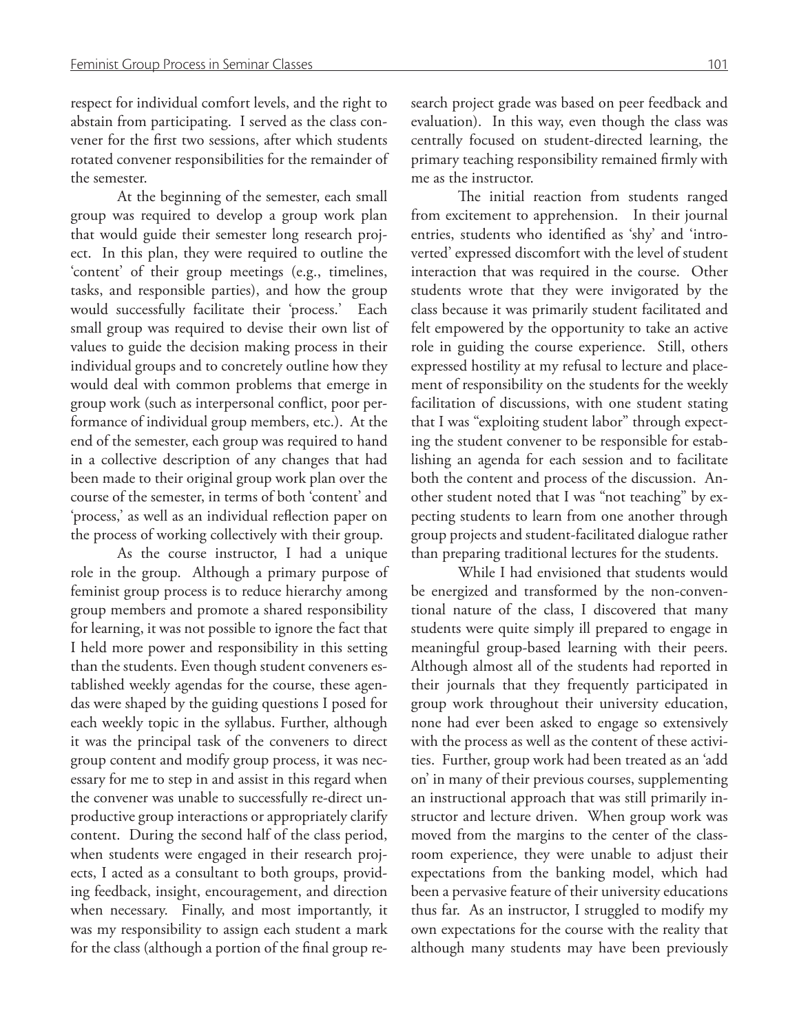respect for individual comfort levels, and the right to abstain from participating. I served as the class convener for the first two sessions, after which students rotated convener responsibilities for the remainder of the semester.

At the beginning of the semester, each small group was required to develop a group work plan that would guide their semester long research project. In this plan, they were required to outline the 'content' of their group meetings (e.g., timelines, tasks, and responsible parties), and how the group would successfully facilitate their 'process.' Each small group was required to devise their own list of values to guide the decision making process in their individual groups and to concretely outline how they would deal with common problems that emerge in group work (such as interpersonal conflict, poor performance of individual group members, etc.). At the end of the semester, each group was required to hand in a collective description of any changes that had been made to their original group work plan over the course of the semester, in terms of both 'content' and 'process,' as well as an individual reflection paper on the process of working collectively with their group.

As the course instructor, I had a unique role in the group. Although a primary purpose of feminist group process is to reduce hierarchy among group members and promote a shared responsibility for learning, it was not possible to ignore the fact that I held more power and responsibility in this setting than the students. Even though student conveners established weekly agendas for the course, these agendas were shaped by the guiding questions I posed for each weekly topic in the syllabus. Further, although it was the principal task of the conveners to direct group content and modify group process, it was necessary for me to step in and assist in this regard when the convener was unable to successfully re-direct unproductive group interactions or appropriately clarify content. During the second half of the class period, when students were engaged in their research projects, I acted as a consultant to both groups, providing feedback, insight, encouragement, and direction when necessary. Finally, and most importantly, it was my responsibility to assign each student a mark for the class (although a portion of the final group research project grade was based on peer feedback and evaluation). In this way, even though the class was centrally focused on student-directed learning, the primary teaching responsibility remained firmly with me as the instructor.

The initial reaction from students ranged from excitement to apprehension. In their journal entries, students who identified as 'shy' and 'introverted' expressed discomfort with the level of student interaction that was required in the course. Other students wrote that they were invigorated by the class because it was primarily student facilitated and felt empowered by the opportunity to take an active role in guiding the course experience. Still, others expressed hostility at my refusal to lecture and placement of responsibility on the students for the weekly facilitation of discussions, with one student stating that I was "exploiting student labor" through expecting the student convener to be responsible for establishing an agenda for each session and to facilitate both the content and process of the discussion. Another student noted that I was "not teaching" by expecting students to learn from one another through group projects and student-facilitated dialogue rather than preparing traditional lectures for the students.

While I had envisioned that students would be energized and transformed by the non-conventional nature of the class, I discovered that many students were quite simply ill prepared to engage in meaningful group-based learning with their peers. Although almost all of the students had reported in their journals that they frequently participated in group work throughout their university education, none had ever been asked to engage so extensively with the process as well as the content of these activities. Further, group work had been treated as an 'add on' in many of their previous courses, supplementing an instructional approach that was still primarily instructor and lecture driven. When group work was moved from the margins to the center of the classroom experience, they were unable to adjust their expectations from the banking model, which had been a pervasive feature of their university educations thus far. As an instructor, I struggled to modify my own expectations for the course with the reality that although many students may have been previously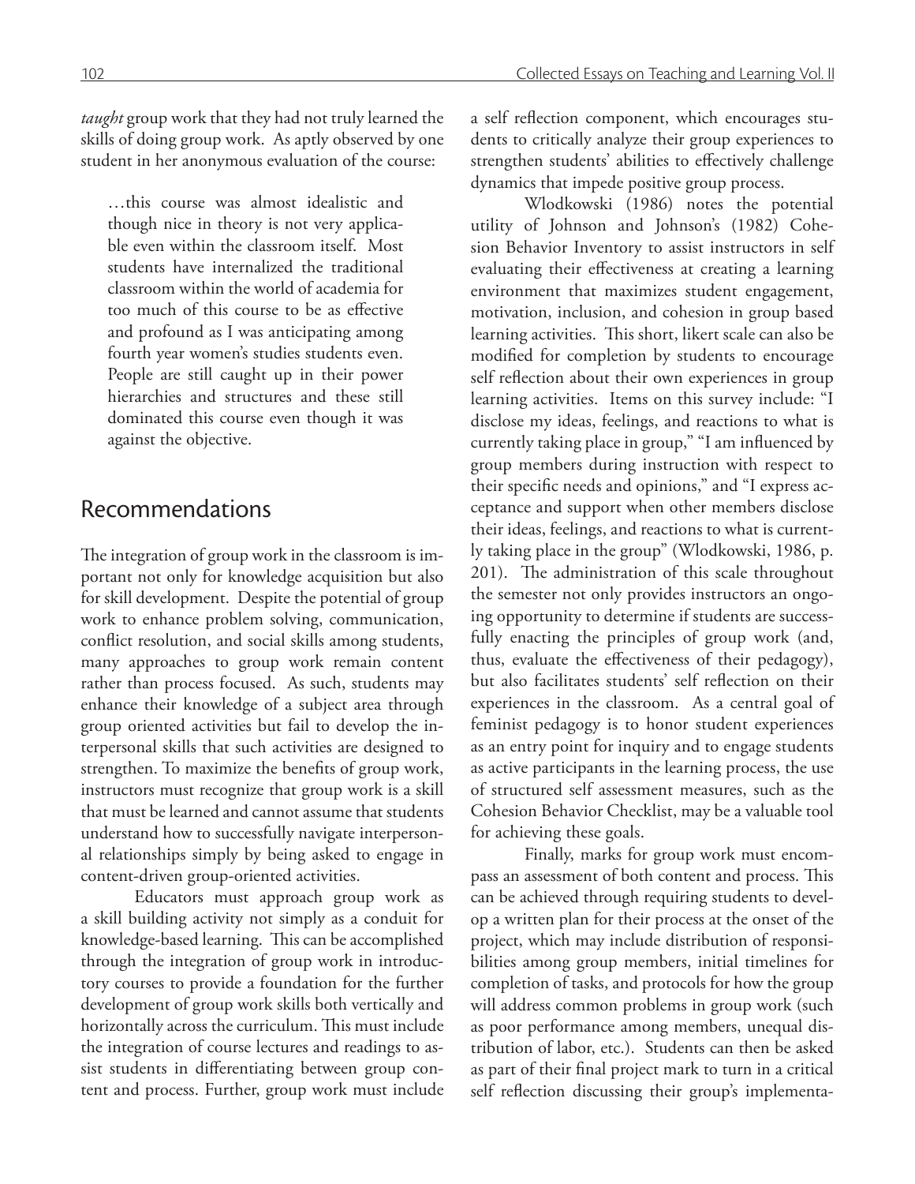*taught* group work that they had not truly learned the skills of doing group work. As aptly observed by one student in her anonymous evaluation of the course:

> …this course was almost idealistic and though nice in theory is not very applicable even within the classroom itself. Most students have internalized the traditional classroom within the world of academia for too much of this course to be as effective and profound as I was anticipating among fourth year women's studies students even. People are still caught up in their power hierarchies and structures and these still dominated this course even though it was against the objective.

## Recommendations

The integration of group work in the classroom is important not only for knowledge acquisition but also for skill development. Despite the potential of group work to enhance problem solving, communication, conflict resolution, and social skills among students, many approaches to group work remain content rather than process focused. As such, students may enhance their knowledge of a subject area through group oriented activities but fail to develop the interpersonal skills that such activities are designed to strengthen. To maximize the benefits of group work, instructors must recognize that group work is a skill that must be learned and cannot assume that students understand how to successfully navigate interpersonal relationships simply by being asked to engage in content-driven group-oriented activities.

Educators must approach group work as a skill building activity not simply as a conduit for knowledge-based learning. This can be accomplished through the integration of group work in introductory courses to provide a foundation for the further development of group work skills both vertically and horizontally across the curriculum. This must include the integration of course lectures and readings to assist students in differentiating between group content and process. Further, group work must include a self reflection component, which encourages students to critically analyze their group experiences to strengthen students' abilities to effectively challenge dynamics that impede positive group process.

Wlodkowski (1986) notes the potential utility of Johnson and Johnson's (1982) Cohesion Behavior Inventory to assist instructors in self evaluating their effectiveness at creating a learning environment that maximizes student engagement, motivation, inclusion, and cohesion in group based learning activities. This short, likert scale can also be modified for completion by students to encourage self reflection about their own experiences in group learning activities. Items on this survey include: "I disclose my ideas, feelings, and reactions to what is currently taking place in group," "I am influenced by group members during instruction with respect to their specific needs and opinions," and "I express acceptance and support when other members disclose their ideas, feelings, and reactions to what is currently taking place in the group" (Wlodkowski, 1986, p. 201). The administration of this scale throughout the semester not only provides instructors an ongoing opportunity to determine if students are successfully enacting the principles of group work (and, thus, evaluate the effectiveness of their pedagogy), but also facilitates students' self reflection on their experiences in the classroom. As a central goal of feminist pedagogy is to honor student experiences as an entry point for inquiry and to engage students as active participants in the learning process, the use of structured self assessment measures, such as the Cohesion Behavior Checklist, may be a valuable tool for achieving these goals.

Finally, marks for group work must encompass an assessment of both content and process. This can be achieved through requiring students to develop a written plan for their process at the onset of the project, which may include distribution of responsibilities among group members, initial timelines for completion of tasks, and protocols for how the group will address common problems in group work (such as poor performance among members, unequal distribution of labor, etc.). Students can then be asked as part of their final project mark to turn in a critical self reflection discussing their group's implementa-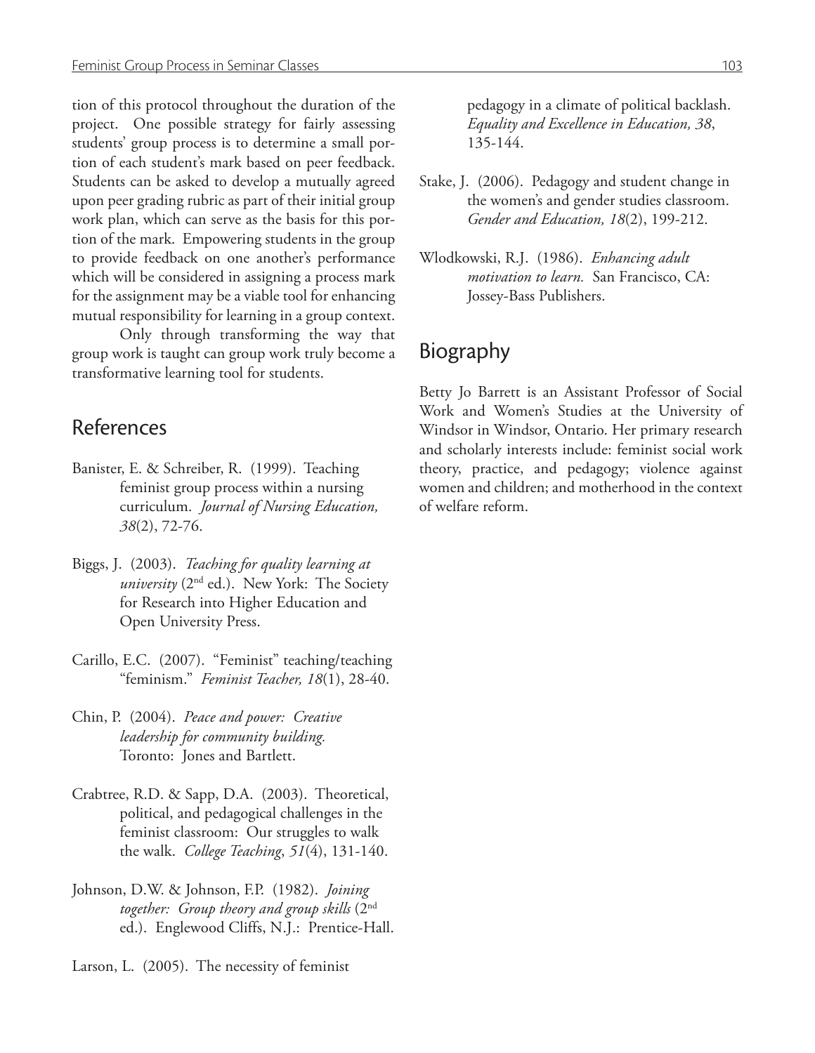tion of this protocol throughout the duration of the project. One possible strategy for fairly assessing students' group process is to determine a small portion of each student's mark based on peer feedback. Students can be asked to develop a mutually agreed upon peer grading rubric as part of their initial group work plan, which can serve as the basis for this portion of the mark. Empowering students in the group to provide feedback on one another's performance which will be considered in assigning a process mark for the assignment may be a viable tool for enhancing mutual responsibility for learning in a group context.

Only through transforming the way that group work is taught can group work truly become a transformative learning tool for students.

## References

Banister, E. & Schreiber, R. (1999). Teaching feminist group process within a nursing curriculum. *Journal of Nursing Education, 38*(2), 72-76.

Biggs, J. (2003). *Teaching for quality learning at university* (2nd ed.). New York: The Society for Research into Higher Education and Open University Press.

Carillo, E.C. (2007). "Feminist" teaching/teaching "feminism." *Feminist Teacher, 18*(1), 28-40.

Chin, P. (2004). *Peace and power: Creative leadership for community building.* Toronto: Jones and Bartlett.

Crabtree, R.D. & Sapp, D.A. (2003). Theoretical, political, and pedagogical challenges in the feminist classroom: Our struggles to walk the walk. *College Teaching*, *51*(4), 131-140.

Johnson, D.W. & Johnson, F.P. (1982). *Joining together: Group theory and group skills* (2nd ed.). Englewood Cliffs, N.J.: Prentice-Hall.

Larson, L. (2005). The necessity of feminist pedagogy in a climate of political backlash. *Equality and Excellence in Education, 38*, 135-144.

Stake, J. (2006). Pedagogy and student change in the women's and gender studies classroom. *Gender and Education, 18*(2), 199-212.

Wlodkowski, R.J. (1986). *Enhancing adult motivation to learn.* San Francisco, CA: Jossey-Bass Publishers.

## Biography

Betty Jo Barrett is an Assistant Professor of Social Work and Women's Studies at the University of Windsor in Windsor, Ontario. Her primary research and scholarly interests include: feminist social work theory, practice, and pedagogy; violence against women and children; and motherhood in the context of welfare reform.